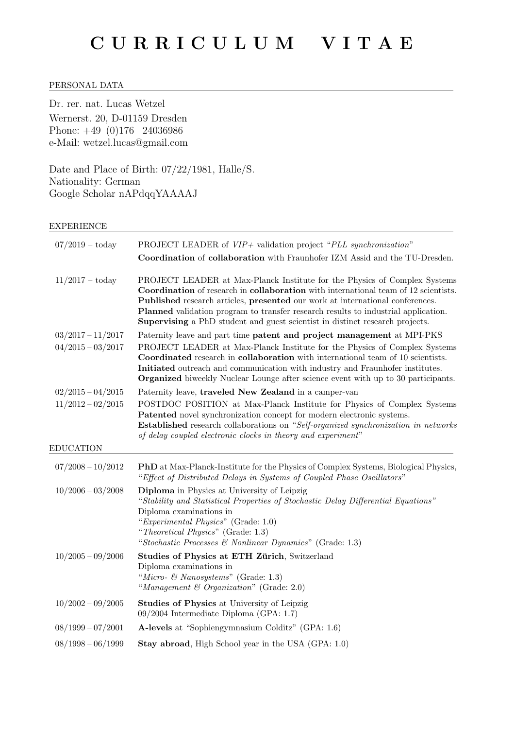# CURRICULUM VITAE

## PERSONAL DATA

Dr. rer. nat. Lucas Wetzel
Wernerst. 20, D-01159 Dresden
Phone: +49 (0)176 24036986
e-Mail: wetzel.lucas@gmail.com

Date and Place of Birth: 07/22/1981, Halle/S.
Nationality: German
Google Scholar nAPdqqYAAAAJ

## EXPERIENCE

| | |
|---|---|
| 07/2019 – today | PROJECT LEADER of *VIP+* validation project "*PLL synchronization*"<br>**Coordination** of **collaboration** with Fraunhofer IZM Assid and the TU-Dresden. |
| 11/2017 – today | PROJECT LEADER at Max-Planck Institute for the Physics of Complex Systems<br>**Coordination** of research in **collaboration** with international team of 12 scientists.<br>**Published** research articles, **presented** our work at international conferences.<br>**Planned** validation program to transfer research results to industrial application.<br>**Supervising** a PhD student and guest scientist in distinct research projects. |
| 03/2017 – 11/2017 | Paternity leave and part time **patent and project management** at MPI-PKS |
| 04/2015 – 03/2017 | PROJECT LEADER at Max-Planck Institute for the Physics of Complex Systems<br>**Coordinated** research in **collaboration** with international team of 10 scientists.<br>**Initiated** outreach and communication with industry and Fraunhofer institutes.<br>**Organized** biweekly Nuclear Lounge after science event with up to 30 participants. |
| 02/2015 – 04/2015 | Paternity leave, **traveled New Zealand** in a camper-van |
| 11/2012 – 02/2015 | POSTDOC POSITION at Max-Planck Institute for Physics of Complex Systems<br>**Patented** novel synchronization concept for modern electronic systems.<br>**Established** research collaborations on "*Self-organized synchronization in networks of delay coupled electronic clocks in theory and experiment*" |

## EDUCATION

| | |
|---|---|
| 07/2008 – 10/2012 | **PhD** at Max-Planck-Institute for the Physics of Complex Systems, Biological Physics, "*Effect of Distributed Delays in Systems of Coupled Phase Oscillators*" |
| 10/2006 – 03/2008 | **Diploma** in Physics at University of Leipzig<br>"*Stability and Statistical Properties of Stochastic Delay Differential Equations*"<br>Diploma examinations in<br>"*Experimental Physics*" (Grade: 1.0)<br>"*Theoretical Physics*" (Grade: 1.3)<br>"*Stochastic Processes & Nonlinear Dynamics*" (Grade: 1.3) |
| 10/2005 – 09/2006 | **Studies of Physics at ETH Zürich**, Switzerland<br>Diploma examinations in<br>"*Micro- & Nanosystems*" (Grade: 1.3)<br>"*Management & Organization*" (Grade: 2.0) |
| 10/2002 – 09/2005 | **Studies of Physics** at University of Leipzig<br>09/2004 Intermediate Diploma (GPA: 1.7) |
| 08/1999 – 07/2001 | **A-levels** at "Sophiengymnasium Colditz" (GPA: 1.6) |
| 08/1998 – 06/1999 | **Stay abroad**, High School year in the USA (GPA: 1.0) |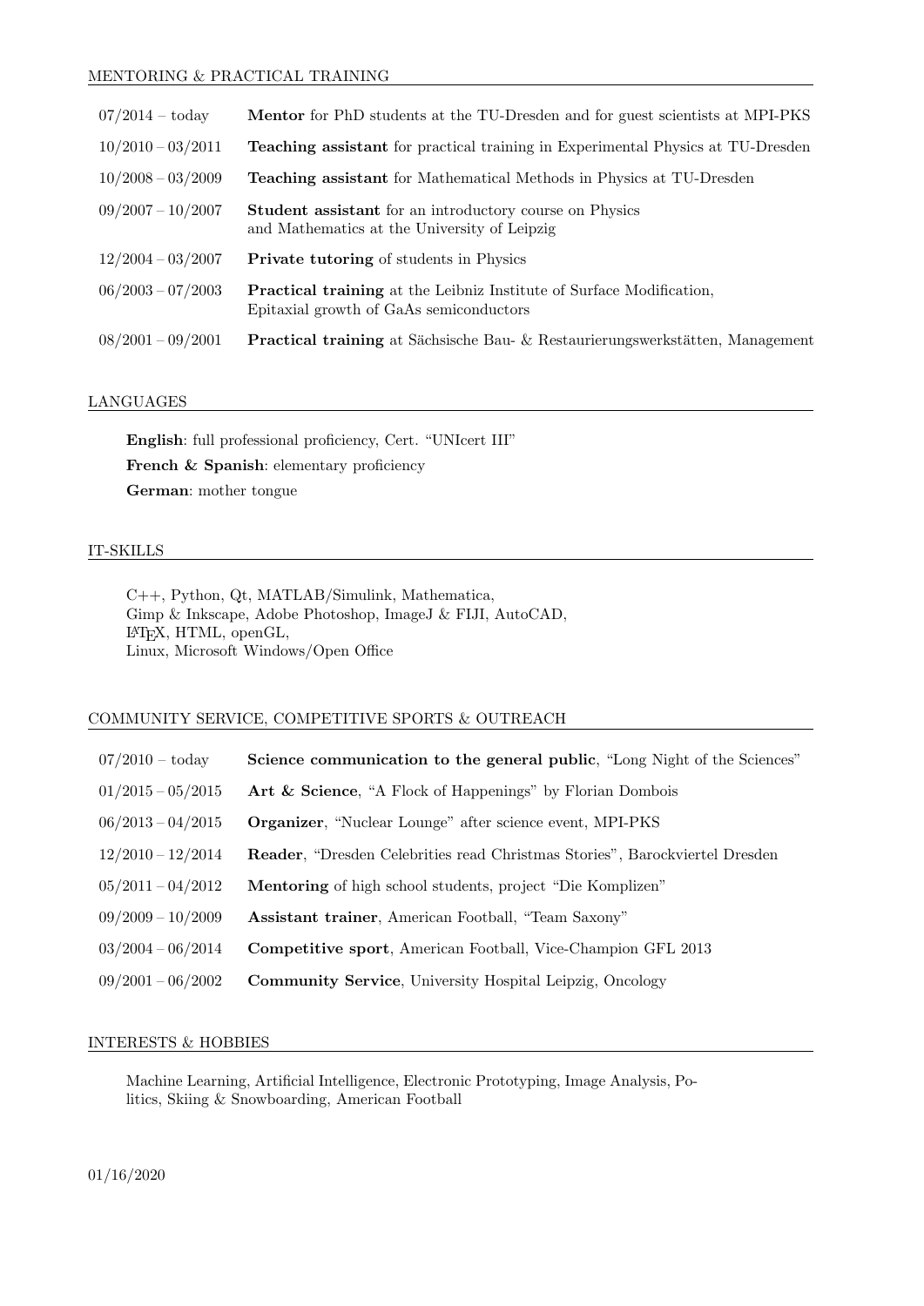## MENTORING & PRACTICAL TRAINING

| | |
|---|---|
| 07/2014 – today | **Mentor** for PhD students at the TU-Dresden and for guest scientists at MPI-PKS |
| 10/2010 – 03/2011 | **Teaching assistant** for practical training in Experimental Physics at TU-Dresden |
| 10/2008 – 03/2009 | **Teaching assistant** for Mathematical Methods in Physics at TU-Dresden |
| 09/2007 – 10/2007 | **Student assistant** for an introductory course on Physics and Mathematics at the University of Leipzig |
| 12/2004 – 03/2007 | **Private tutoring** of students in Physics |
| 06/2003 – 07/2003 | **Practical training** at the Leibniz Institute of Surface Modification, Epitaxial growth of GaAs semiconductors |
| 08/2001 – 09/2001 | **Practical training** at Sächsische Bau- & Restaurierungswerkstätten, Management |

## LANGUAGES

**English**: full professional proficiency, Cert. "UNIcert III"

**French & Spanish**: elementary proficiency

**German**: mother tongue

## IT-SKILLS

C++, Python, Qt, MATLAB/Simulink, Mathematica,
Gimp & Inkscape, Adobe Photoshop, ImageJ & FIJI, AutoCAD,
LaTeX, HTML, openGL,
Linux, Microsoft Windows/Open Office

## COMMUNITY SERVICE, COMPETITIVE SPORTS & OUTREACH

| | |
|---|---|
| 07/2010 – today | **Science communication to the general public**, "Long Night of the Sciences" |
| 01/2015 – 05/2015 | **Art & Science**, "A Flock of Happenings" by Florian Dombois |
| 06/2013 – 04/2015 | **Organizer**, "Nuclear Lounge" after science event, MPI-PKS |
| 12/2010 – 12/2014 | **Reader**, "Dresden Celebrities read Christmas Stories", Barockviertel Dresden |
| 05/2011 – 04/2012 | **Mentoring** of high school students, project "Die Komplizen" |
| 09/2009 – 10/2009 | **Assistant trainer**, American Football, "Team Saxony" |
| 03/2004 – 06/2014 | **Competitive sport**, American Football, Vice-Champion GFL 2013 |
| 09/2001 – 06/2002 | **Community Service**, University Hospital Leipzig, Oncology |

## INTERESTS & HOBBIES

Machine Learning, Artificial Intelligence, Electronic Prototyping, Image Analysis, Politics, Skiing & Snowboarding, American Football

01/16/2020